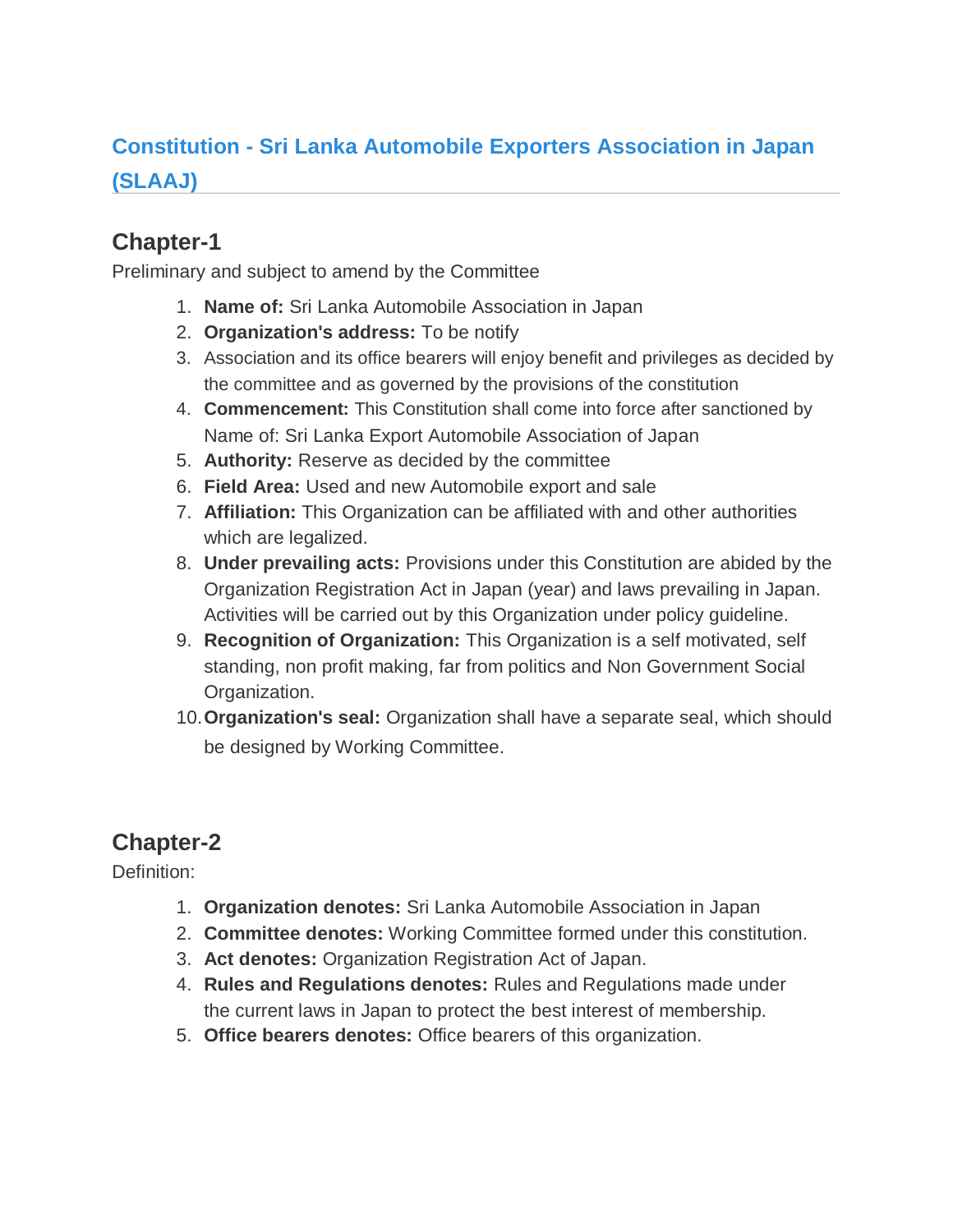# Constitution - Sri Lanka Automobile Exporters Association in Japan (SLAAJ)

## Chapter-1

Preliminary and subject to amend by the Committee

1. **Name of:** Sri Lanka Automobile Association in Japan
2. **Organization's address:** To be notify
3. Association and its office bearers will enjoy benefit and privileges as decided by the committee and as governed by the provisions of the constitution
4. **Commencement:** This Constitution shall come into force after sanctioned by Name of: Sri Lanka Export Automobile Association of Japan
5. **Authority:** Reserve as decided by the committee
6. **Field Area:** Used and new Automobile export and sale
7. **Affiliation:** This Organization can be affiliated with and other authorities which are legalized.
8. **Under prevailing acts:** Provisions under this Constitution are abided by the Organization Registration Act in Japan (year) and laws prevailing in Japan. Activities will be carried out by this Organization under policy guideline.
9. **Recognition of Organization:** This Organization is a self motivated, self standing, non profit making, far from politics and Non Government Social Organization.
10. **Organization's seal:** Organization shall have a separate seal, which should be designed by Working Committee.

## Chapter-2

Definition:

1. **Organization denotes:** Sri Lanka Automobile Association in Japan
2. **Committee denotes:** Working Committee formed under this constitution.
3. **Act denotes:** Organization Registration Act of Japan.
4. **Rules and Regulations denotes:** Rules and Regulations made under the current laws in Japan to protect the best interest of membership.
5. **Office bearers denotes:** Office bearers of this organization.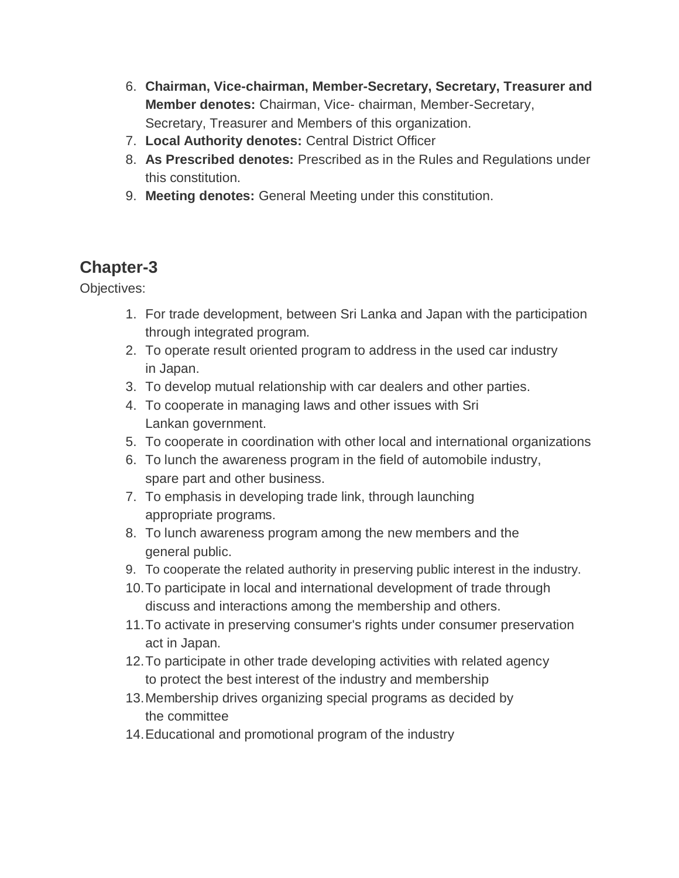6. **Chairman, Vice-chairman, Member-Secretary, Secretary, Treasurer and Member denotes:** Chairman, Vice- chairman, Member-Secretary, Secretary, Treasurer and Members of this organization.
7. **Local Authority denotes:** Central District Officer
8. **As Prescribed denotes:** Prescribed as in the Rules and Regulations under this constitution.
9. **Meeting denotes:** General Meeting under this constitution.

## Chapter-3

Objectives:

1. For trade development, between Sri Lanka and Japan with the participation through integrated program.
2. To operate result oriented program to address in the used car industry in Japan.
3. To develop mutual relationship with car dealers and other parties.
4. To cooperate in managing laws and other issues with Sri Lankan government.
5. To cooperate in coordination with other local and international organizations
6. To lunch the awareness program in the field of automobile industry, spare part and other business.
7. To emphasis in developing trade link, through launching appropriate programs.
8. To lunch awareness program among the new members and the general public.
9. To cooperate the related authority in preserving public interest in the industry.
10. To participate in local and international development of trade through discuss and interactions among the membership and others.
11. To activate in preserving consumer's rights under consumer preservation act in Japan.
12. To participate in other trade developing activities with related agency to protect the best interest of the industry and membership
13. Membership drives organizing special programs as decided by the committee
14. Educational and promotional program of the industry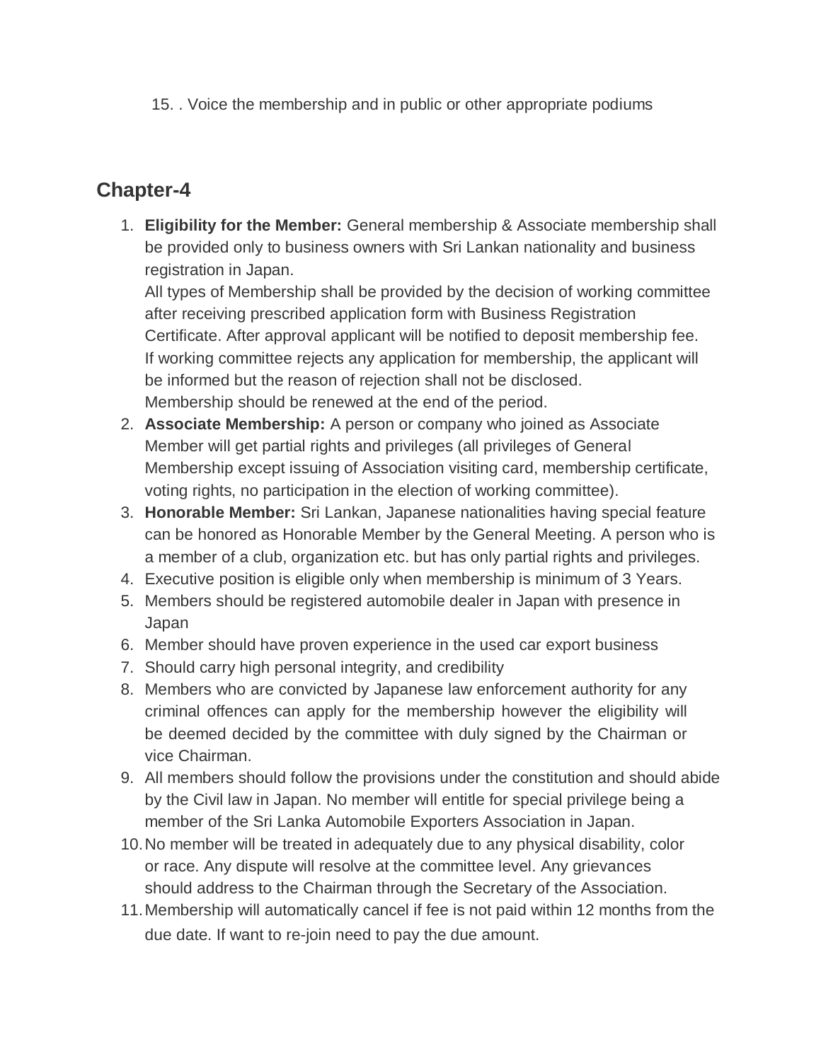15. . Voice the membership and in public or other appropriate podiums

## Chapter-4

1. **Eligibility for the Member:** General membership & Associate membership shall be provided only to business owners with Sri Lankan nationality and business registration in Japan.
   All types of Membership shall be provided by the decision of working committee after receiving prescribed application form with Business Registration Certificate. After approval applicant will be notified to deposit membership fee.
   If working committee rejects any application for membership, the applicant will be informed but the reason of rejection shall not be disclosed.
   Membership should be renewed at the end of the period.
2. **Associate Membership:** A person or company who joined as Associate Member will get partial rights and privileges (all privileges of General Membership except issuing of Association visiting card, membership certificate, voting rights, no participation in the election of working committee).
3. **Honorable Member:** Sri Lankan, Japanese nationalities having special feature can be honored as Honorable Member by the General Meeting. A person who is a member of a club, organization etc. but has only partial rights and privileges.
4. Executive position is eligible only when membership is minimum of 3 Years.
5. Members should be registered automobile dealer in Japan with presence in Japan
6. Member should have proven experience in the used car export business
7. Should carry high personal integrity, and credibility
8. Members who are convicted by Japanese law enforcement authority for any criminal offences can apply for the membership however the eligibility will be deemed decided by the committee with duly signed by the Chairman or vice Chairman.
9. All members should follow the provisions under the constitution and should abide by the Civil law in Japan. No member will entitle for special privilege being a member of the Sri Lanka Automobile Exporters Association in Japan.
10. No member will be treated in adequately due to any physical disability, color or race. Any dispute will resolve at the committee level. Any grievances should address to the Chairman through the Secretary of the Association.
11. Membership will automatically cancel if fee is not paid within 12 months from the due date. If want to re-join need to pay the due amount.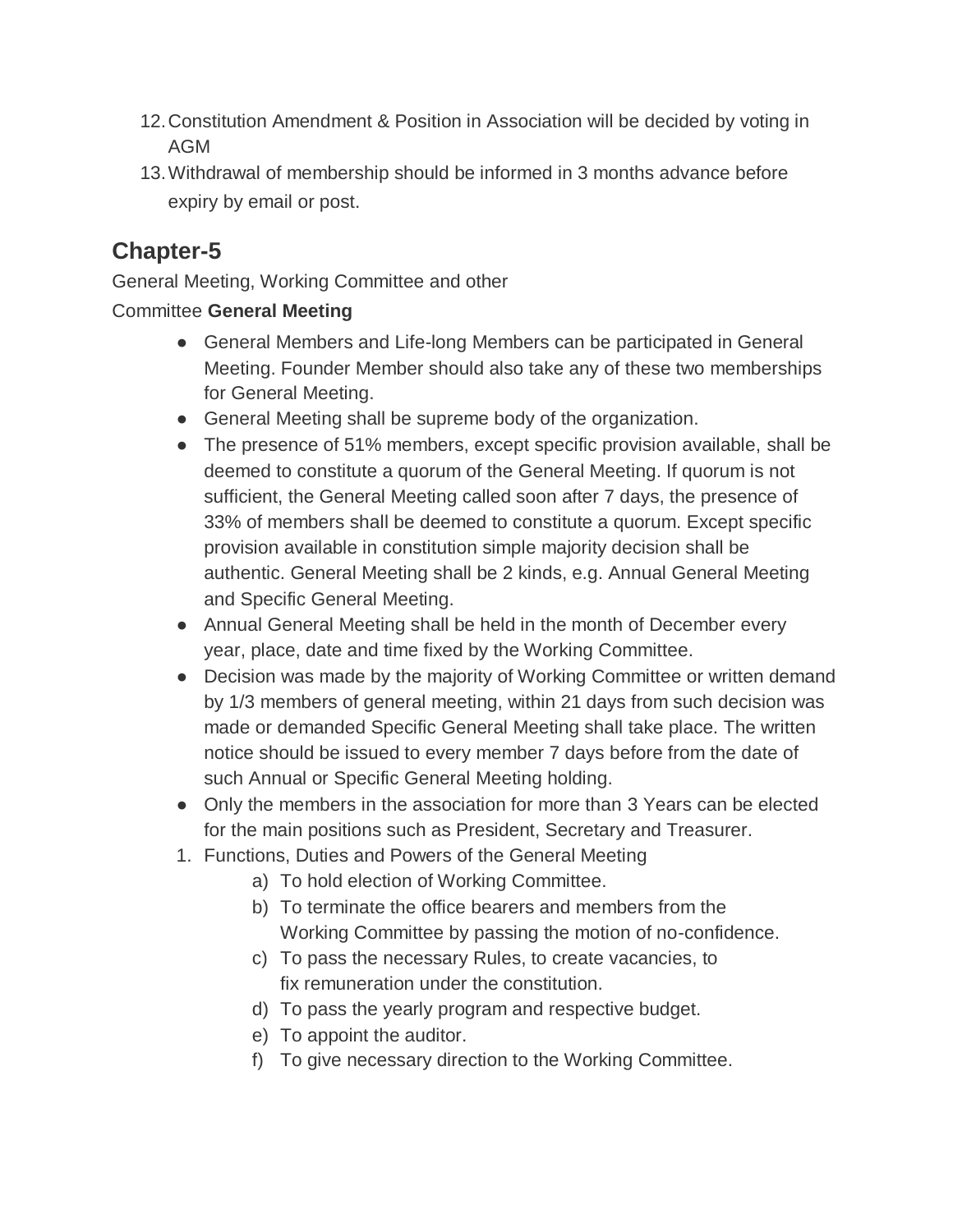12. Constitution Amendment & Position in Association will be decided by voting in AGM
13. Withdrawal of membership should be informed in 3 months advance before expiry by email or post.

## Chapter-5

General Meeting, Working Committee and other Committee **General Meeting**

- General Members and Life-long Members can be participated in General Meeting. Founder Member should also take any of these two memberships for General Meeting.
- General Meeting shall be supreme body of the organization.
- The presence of 51% members, except specific provision available, shall be deemed to constitute a quorum of the General Meeting. If quorum is not sufficient, the General Meeting called soon after 7 days, the presence of 33% of members shall be deemed to constitute a quorum. Except specific provision available in constitution simple majority decision shall be authentic. General Meeting shall be 2 kinds, e.g. Annual General Meeting and Specific General Meeting.
- Annual General Meeting shall be held in the month of December every year, place, date and time fixed by the Working Committee.
- Decision was made by the majority of Working Committee or written demand by 1/3 members of general meeting, within 21 days from such decision was made or demanded Specific General Meeting shall take place. The written notice should be issued to every member 7 days before from the date of such Annual or Specific General Meeting holding.
- Only the members in the association for more than 3 Years can be elected for the main positions such as President, Secretary and Treasurer.

1. Functions, Duties and Powers of the General Meeting
    a) To hold election of Working Committee.
    b) To terminate the office bearers and members from the Working Committee by passing the motion of no-confidence.
    c) To pass the necessary Rules, to create vacancies, to fix remuneration under the constitution.
    d) To pass the yearly program and respective budget.
    e) To appoint the auditor.
    f) To give necessary direction to the Working Committee.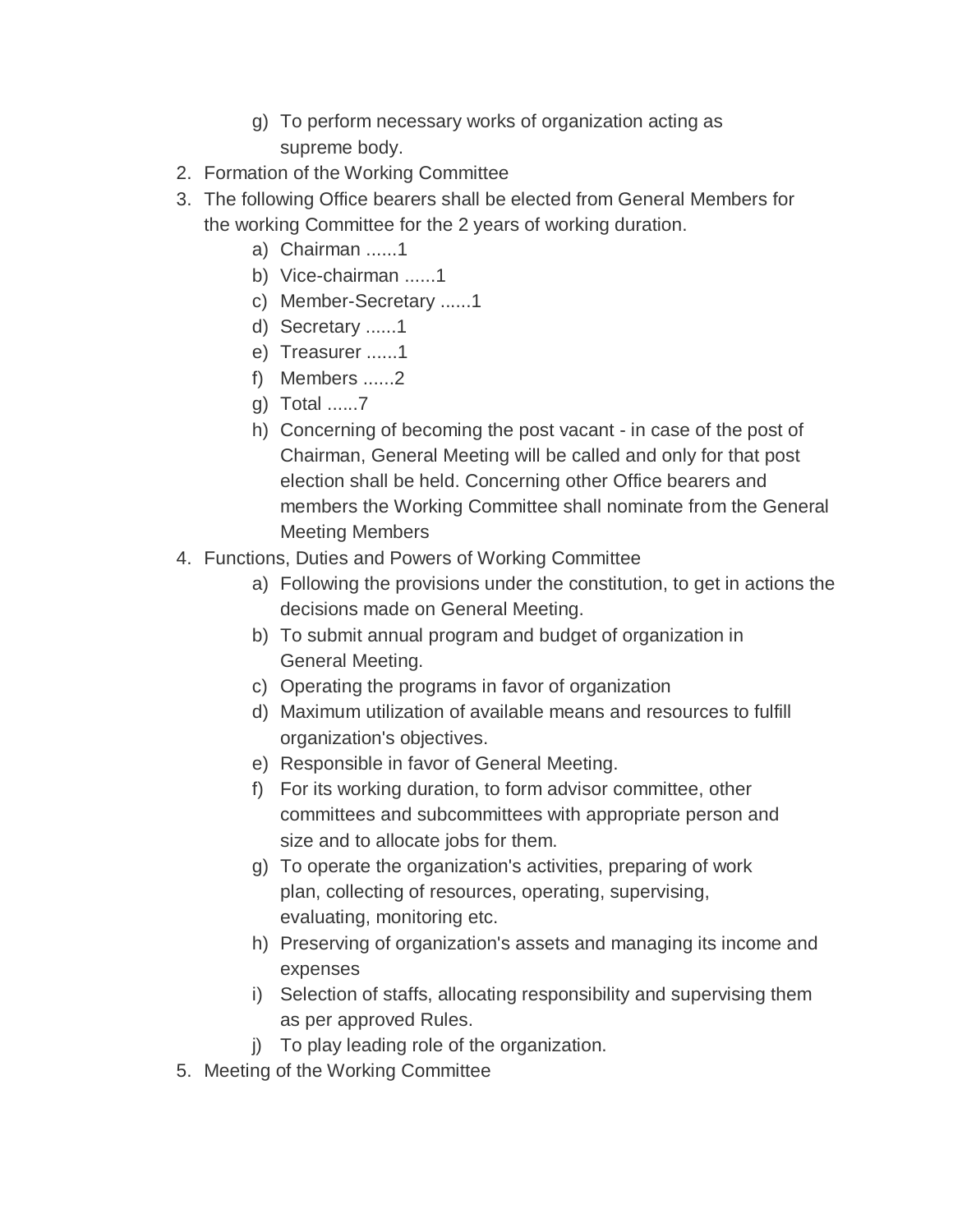g) To perform necessary works of organization acting as supreme body.

2. Formation of the Working Committee
3. The following Office bearers shall be elected from General Members for the working Committee for the 2 years of working duration.
   a) Chairman ......1
   b) Vice-chairman ......1
   c) Member-Secretary ......1
   d) Secretary ......1
   e) Treasurer ......1
   f) Members ......2
   g) Total ......7
   h) Concerning of becoming the post vacant - in case of the post of Chairman, General Meeting will be called and only for that post election shall be held. Concerning other Office bearers and members the Working Committee shall nominate from the General Meeting Members
4. Functions, Duties and Powers of Working Committee
   a) Following the provisions under the constitution, to get in actions the decisions made on General Meeting.
   b) To submit annual program and budget of organization in General Meeting.
   c) Operating the programs in favor of organization
   d) Maximum utilization of available means and resources to fulfill organization's objectives.
   e) Responsible in favor of General Meeting.
   f) For its working duration, to form advisor committee, other committees and subcommittees with appropriate person and size and to allocate jobs for them.
   g) To operate the organization's activities, preparing of work plan, collecting of resources, operating, supervising, evaluating, monitoring etc.
   h) Preserving of organization's assets and managing its income and expenses
   i) Selection of staffs, allocating responsibility and supervising them as per approved Rules.
   j) To play leading role of the organization.
5. Meeting of the Working Committee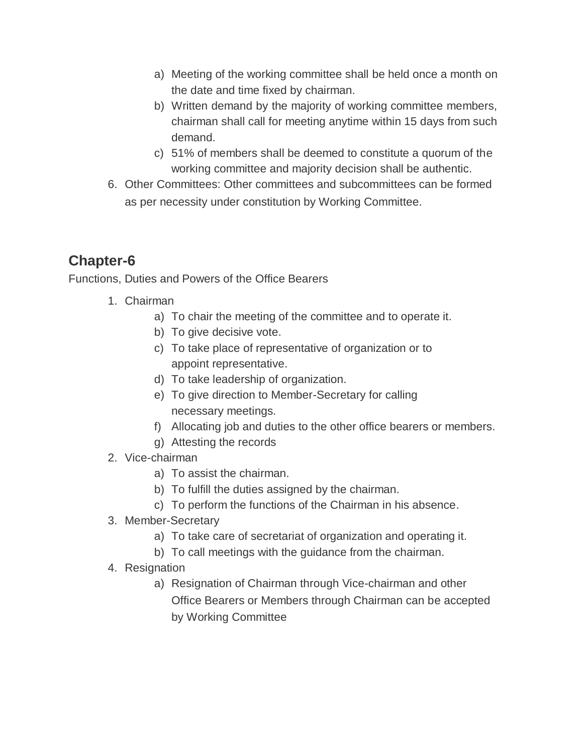a) Meeting of the working committee shall be held once a month on the date and time fixed by chairman.
   b) Written demand by the majority of working committee members, chairman shall call for meeting anytime within 15 days from such demand.
   c) 51% of members shall be deemed to constitute a quorum of the working committee and majority decision shall be authentic.

6. Other Committees: Other committees and subcommittees can be formed as per necessity under constitution by Working Committee.

## Chapter-6

Functions, Duties and Powers of the Office Bearers

1. Chairman
   a) To chair the meeting of the committee and to operate it.
   b) To give decisive vote.
   c) To take place of representative of organization or to appoint representative.
   d) To take leadership of organization.
   e) To give direction to Member-Secretary for calling necessary meetings.
   f) Allocating job and duties to the other office bearers or members.
   g) Attesting the records
2. Vice-chairman
   a) To assist the chairman.
   b) To fulfill the duties assigned by the chairman.
   c) To perform the functions of the Chairman in his absence.
3. Member-Secretary
   a) To take care of secretariat of organization and operating it.
   b) To call meetings with the guidance from the chairman.
4. Resignation
   a) Resignation of Chairman through Vice-chairman and other Office Bearers or Members through Chairman can be accepted by Working Committee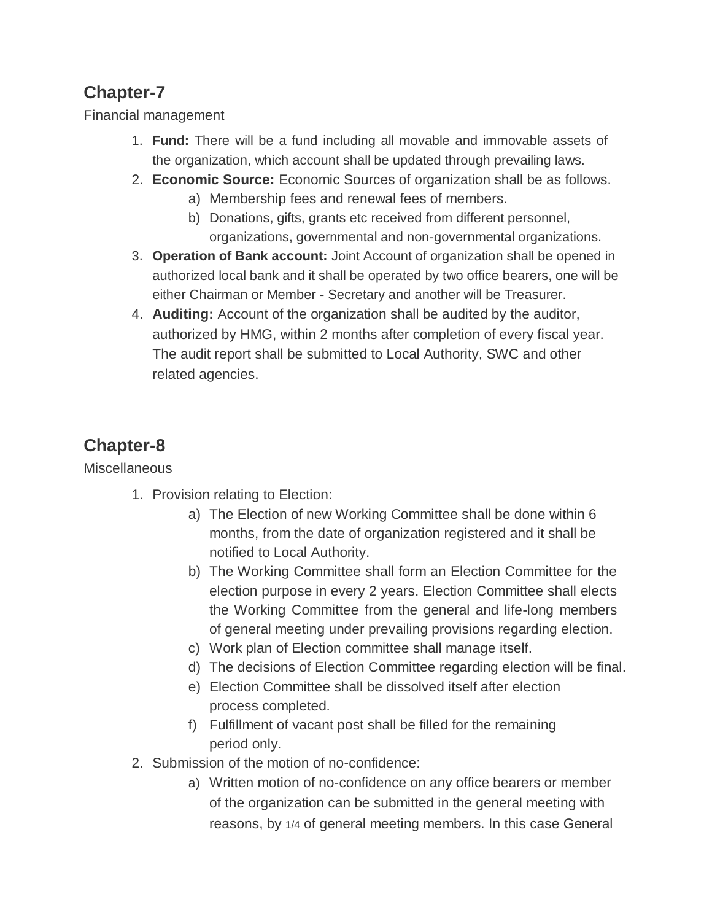## Chapter-7

Financial management

1. **Fund:** There will be a fund including all movable and immovable assets of the organization, which account shall be updated through prevailing laws.
2. **Economic Source:** Economic Sources of organization shall be as follows.
    a) Membership fees and renewal fees of members.
    b) Donations, gifts, grants etc received from different personnel, organizations, governmental and non-governmental organizations.
3. **Operation of Bank account:** Joint Account of organization shall be opened in authorized local bank and it shall be operated by two office bearers, one will be either Chairman or Member - Secretary and another will be Treasurer.
4. **Auditing:** Account of the organization shall be audited by the auditor, authorized by HMG, within 2 months after completion of every fiscal year. The audit report shall be submitted to Local Authority, SWC and other related agencies.

## Chapter-8

Miscellaneous

1. Provision relating to Election:
    a) The Election of new Working Committee shall be done within 6 months, from the date of organization registered and it shall be notified to Local Authority.
    b) The Working Committee shall form an Election Committee for the election purpose in every 2 years. Election Committee shall elects the Working Committee from the general and life-long members of general meeting under prevailing provisions regarding election.
    c) Work plan of Election committee shall manage itself.
    d) The decisions of Election Committee regarding election will be final.
    e) Election Committee shall be dissolved itself after election process completed.
    f) Fulfillment of vacant post shall be filled for the remaining period only.
2. Submission of the motion of no-confidence:
    a) Written motion of no-confidence on any office bearers or member of the organization can be submitted in the general meeting with reasons, by 1/4 of general meeting members. In this case General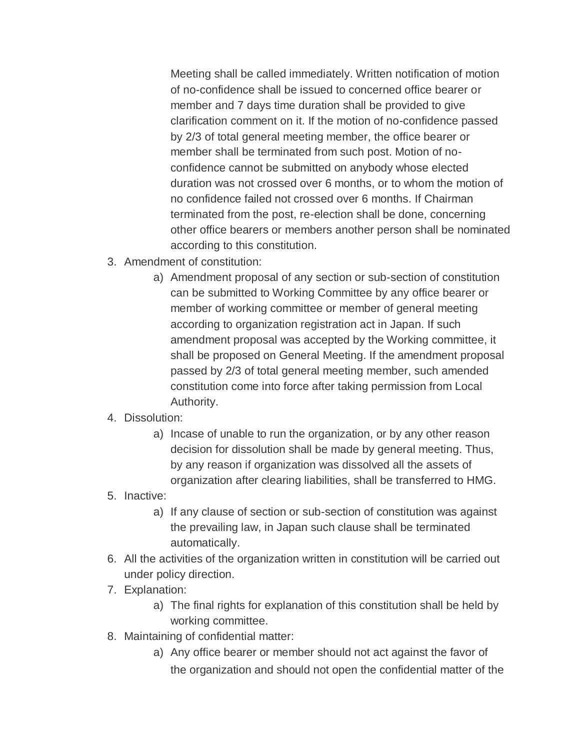Meeting shall be called immediately. Written notification of motion of no-confidence shall be issued to concerned office bearer or member and 7 days time duration shall be provided to give clarification comment on it. If the motion of no-confidence passed by 2/3 of total general meeting member, the office bearer or member shall be terminated from such post. Motion of no-confidence cannot be submitted on anybody whose elected duration was not crossed over 6 months, or to whom the motion of no confidence failed not crossed over 6 months. If Chairman terminated from the post, re-election shall be done, concerning other office bearers or members another person shall be nominated according to this constitution.

3. Amendment of constitution:
    a) Amendment proposal of any section or sub-section of constitution can be submitted to Working Committee by any office bearer or member of working committee or member of general meeting according to organization registration act in Japan. If such amendment proposal was accepted by the Working committee, it shall be proposed on General Meeting. If the amendment proposal passed by 2/3 of total general meeting member, such amended constitution come into force after taking permission from Local Authority.
4. Dissolution:
    a) Incase of unable to run the organization, or by any other reason decision for dissolution shall be made by general meeting. Thus, by any reason if organization was dissolved all the assets of organization after clearing liabilities, shall be transferred to HMG.
5. Inactive:
    a) If any clause of section or sub-section of constitution was against the prevailing law, in Japan such clause shall be terminated automatically.
6. All the activities of the organization written in constitution will be carried out under policy direction.
7. Explanation:
    a) The final rights for explanation of this constitution shall be held by working committee.
8. Maintaining of confidential matter:
    a) Any office bearer or member should not act against the favor of the organization and should not open the confidential matter of the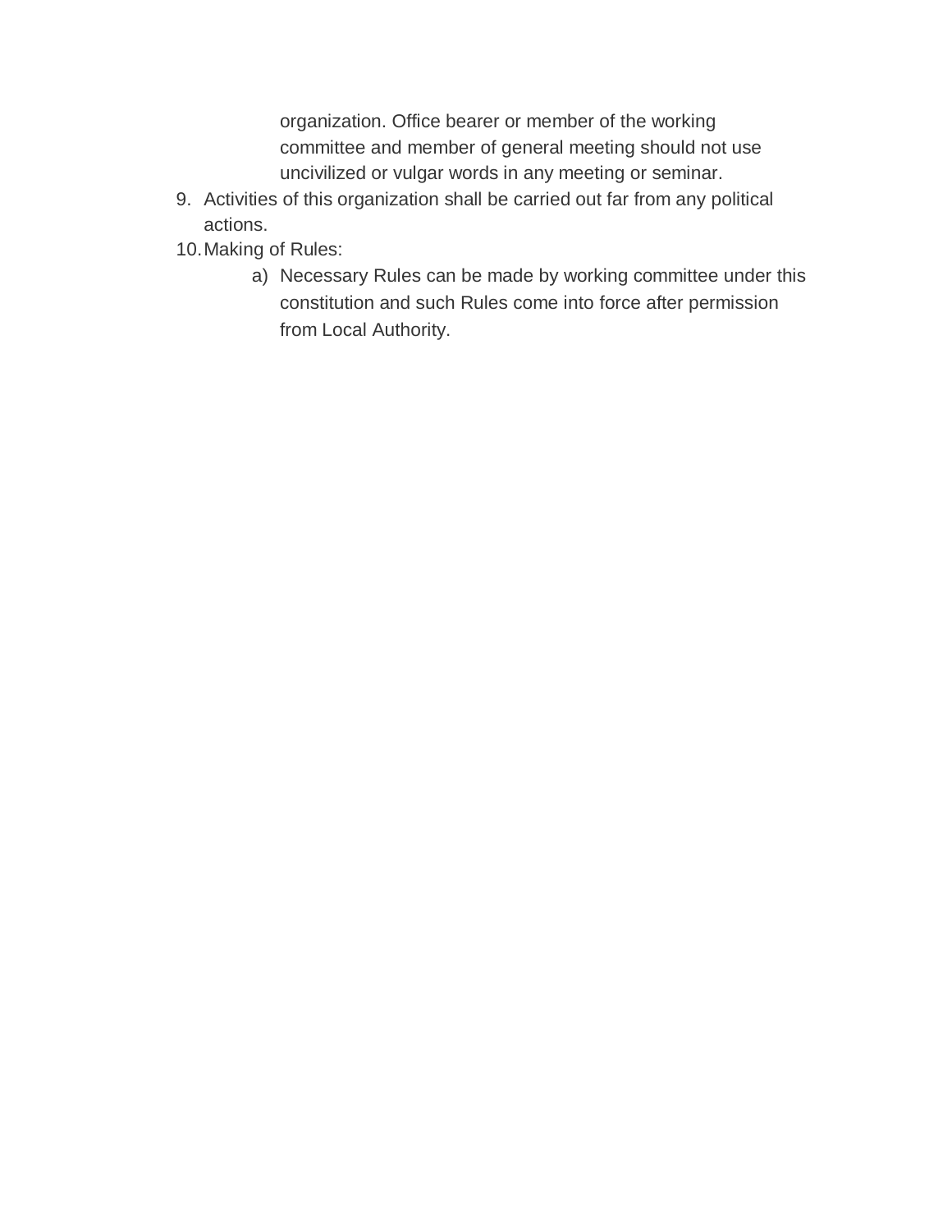organization. Office bearer or member of the working committee and member of general meeting should not use uncivilized or vulgar words in any meeting or seminar.

9. Activities of this organization shall be carried out far from any political actions.
10. Making of Rules:
    a) Necessary Rules can be made by working committee under this constitution and such Rules come into force after permission from Local Authority.